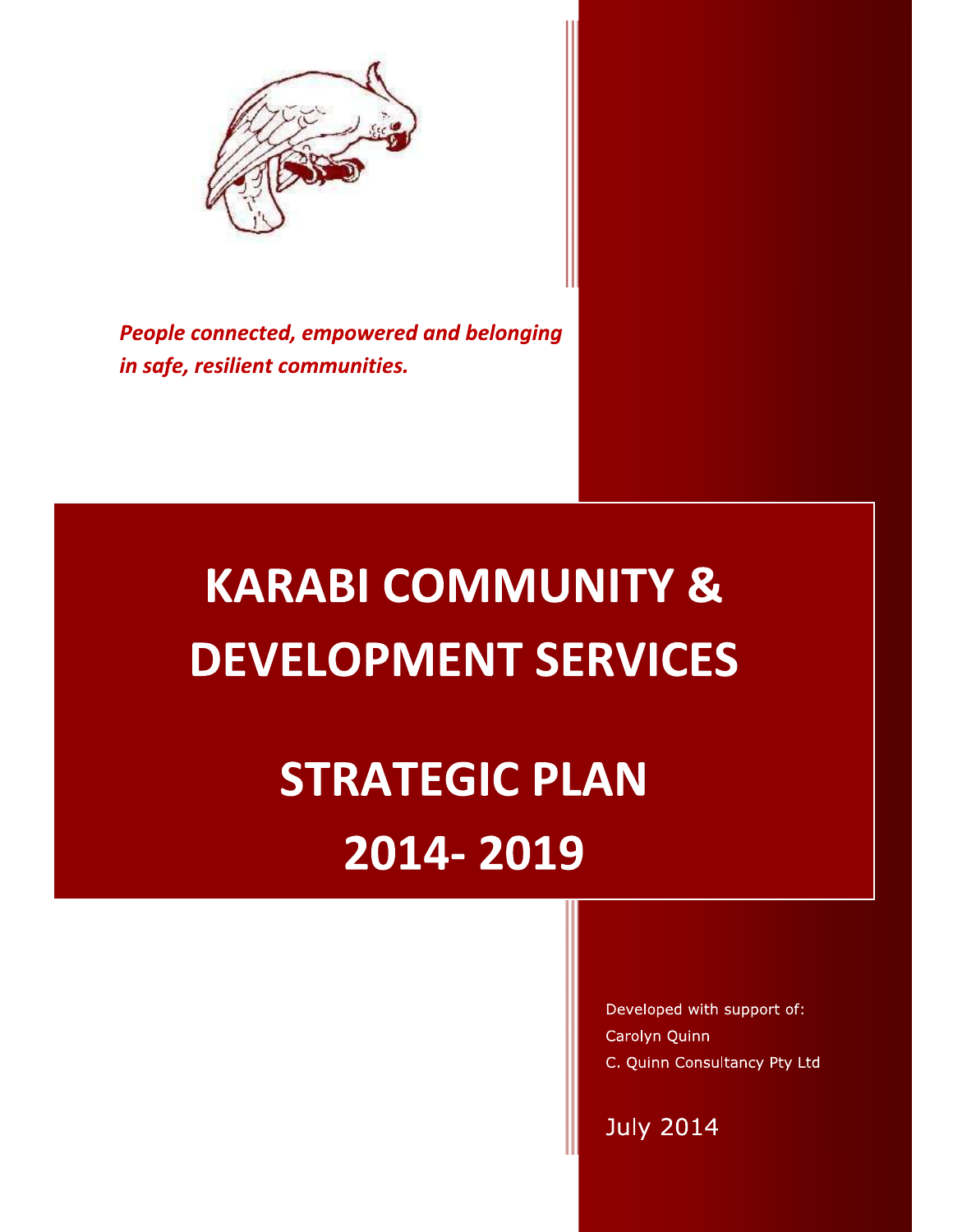*People connected, empowered and belonging in safe, resilient communities.*

# KARABI COMMUNITY & DEVELOPMENT SERVICES

# STRATEGIC PLAN 2014- 2019

Developed with support of:
Carolyn Quinn
C. Quinn Consultancy Pty Ltd

July 2014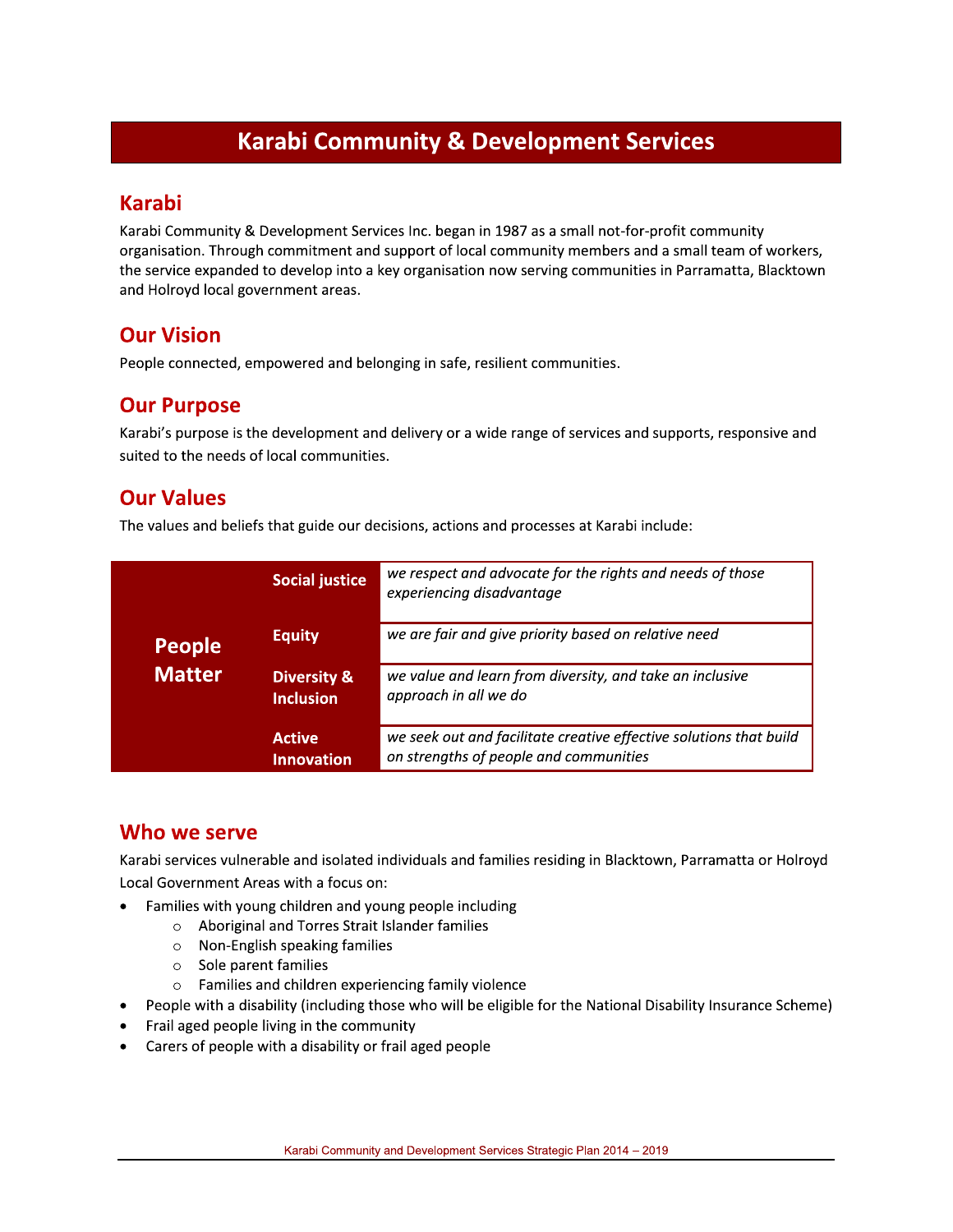# Karabi Community & Development Services

## Karabi

Karabi Community & Development Services Inc. began in 1987 as a small not-for-profit community organisation. Through commitment and support of local community members and a small team of workers, the service expanded to develop into a key organisation now serving communities in Parramatta, Blacktown and Holroyd local government areas.

## Our Vision

People connected, empowered and belonging in safe, resilient communities.

## Our Purpose

Karabi's purpose is the development and delivery or a wide range of services and supports, responsive and suited to the needs of local communities.

## Our Values

The values and beliefs that guide our decisions, actions and processes at Karabi include:

| | | |
|---|---|---|
| **People Matter** | **Social justice** | *we respect and advocate for the rights and needs of those experiencing disadvantage* |
| | **Equity** | *we are fair and give priority based on relative need* |
| | **Diversity & Inclusion** | *we value and learn from diversity, and take an inclusive approach in all we do* |
| | **Active Innovation** | *we seek out and facilitate creative effective solutions that build on strengths of people and communities* |

## Who we serve

Karabi services vulnerable and isolated individuals and families residing in Blacktown, Parramatta or Holroyd Local Government Areas with a focus on:

- Families with young children and young people including
  - Aboriginal and Torres Strait Islander families
  - Non-English speaking families
  - Sole parent families
  - Families and children experiencing family violence
- People with a disability (including those who will be eligible for the National Disability Insurance Scheme)
- Frail aged people living in the community
- Carers of people with a disability or frail aged people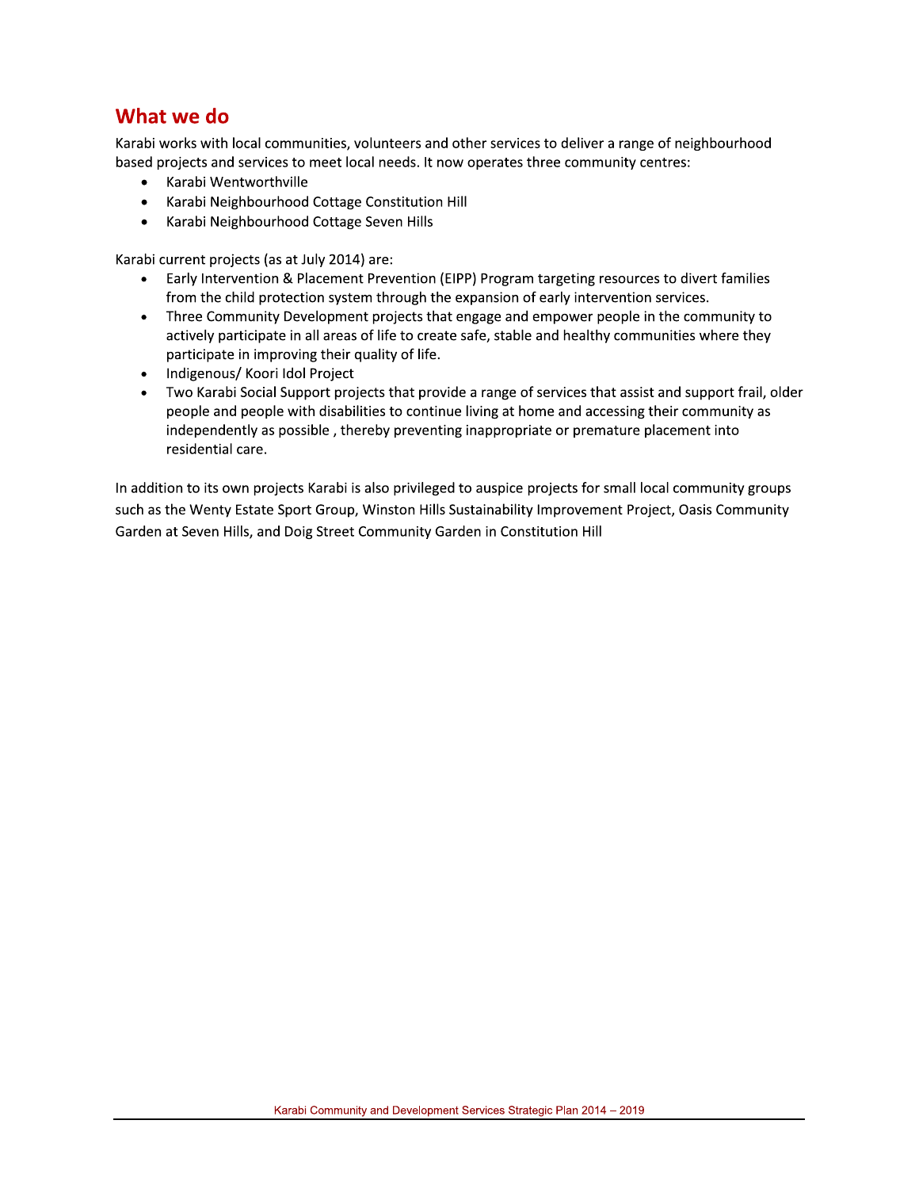## What we do

Karabi works with local communities, volunteers and other services to deliver a range of neighbourhood based projects and services to meet local needs. It now operates three community centres:

- Karabi Wentworthville
- Karabi Neighbourhood Cottage Constitution Hill
- Karabi Neighbourhood Cottage Seven Hills

Karabi current projects (as at July 2014) are:

- Early Intervention & Placement Prevention (EIPP) Program targeting resources to divert families from the child protection system through the expansion of early intervention services.
- Three Community Development projects that engage and empower people in the community to actively participate in all areas of life to create safe, stable and healthy communities where they participate in improving their quality of life.
- Indigenous/ Koori Idol Project
- Two Karabi Social Support projects that provide a range of services that assist and support frail, older people and people with disabilities to continue living at home and accessing their community as independently as possible , thereby preventing inappropriate or premature placement into residential care.

In addition to its own projects Karabi is also privileged to auspice projects for small local community groups such as the Wenty Estate Sport Group, Winston Hills Sustainability Improvement Project, Oasis Community Garden at Seven Hills, and Doig Street Community Garden in Constitution Hill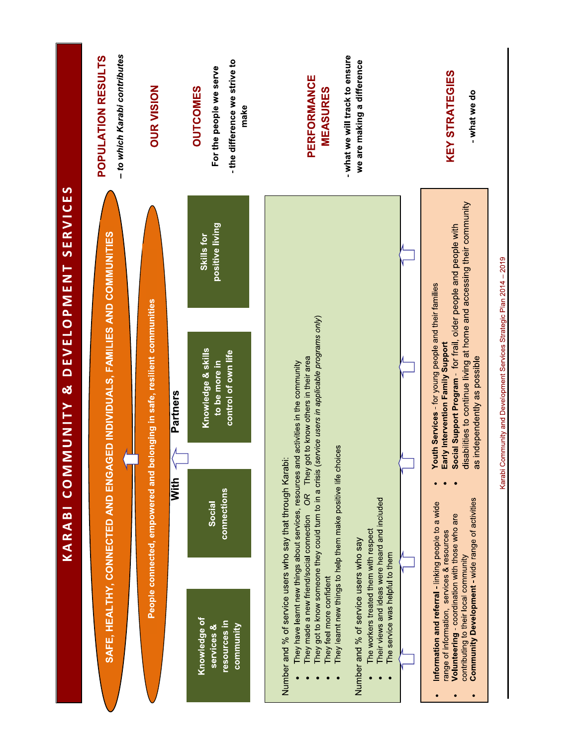# KARABI COMMUNITY & DEVELOPMENT SERVICES

## POPULATION RESULTS

*– to which Karabi contributes*

**SAFE, HEALTHY, CONNECTED AND ENGAGED INDIVIDUALS, FAMILIES AND COMMUNITIES**

## OUR VISION

**People connected, empowered and belonging in safe, resilient communities**

**With Partners**

## OUTCOMES

**For the people we serve**

**- the difference we strive to make**

- Knowledge of services & resources in community
- Social connections
- Knowledge & skills to be more in control of own life
- Skills for positive living

## PERFORMANCE MEASURES

**- what we will track to ensure we are making a difference**

Number and % of service users who say that through Karabi:

- They have learnt new things about services, resources and activities in the community
- They made a new friend/social connection *OR* They got to know others in their area
- They got to know someone they could turn to in a crisis (*service users in applicable programs only*)
- They feel more confident
- They learnt new things to help them make positive life choices

Number and % of service users who say

- The workers treated them with respect
- Their views and ideas were heard and included
- The service was helpful to them

## KEY STRATEGIES

**- what we do**

- **Information and referral** - linking people to a wide range of information, services & resources
- **Volunteering** - coordination with those who are contributing to their local community
- **Community Development** - wide range of activities
- **Youth Services** - for young people and their families
- **Early Intervention Family Support**
- **Social Support Program** - for frail, older people and people with disabilities to continue living at home and accessing their community as independently as possible

Karabi Community and Development Services Strategic Plan 2014 – 2019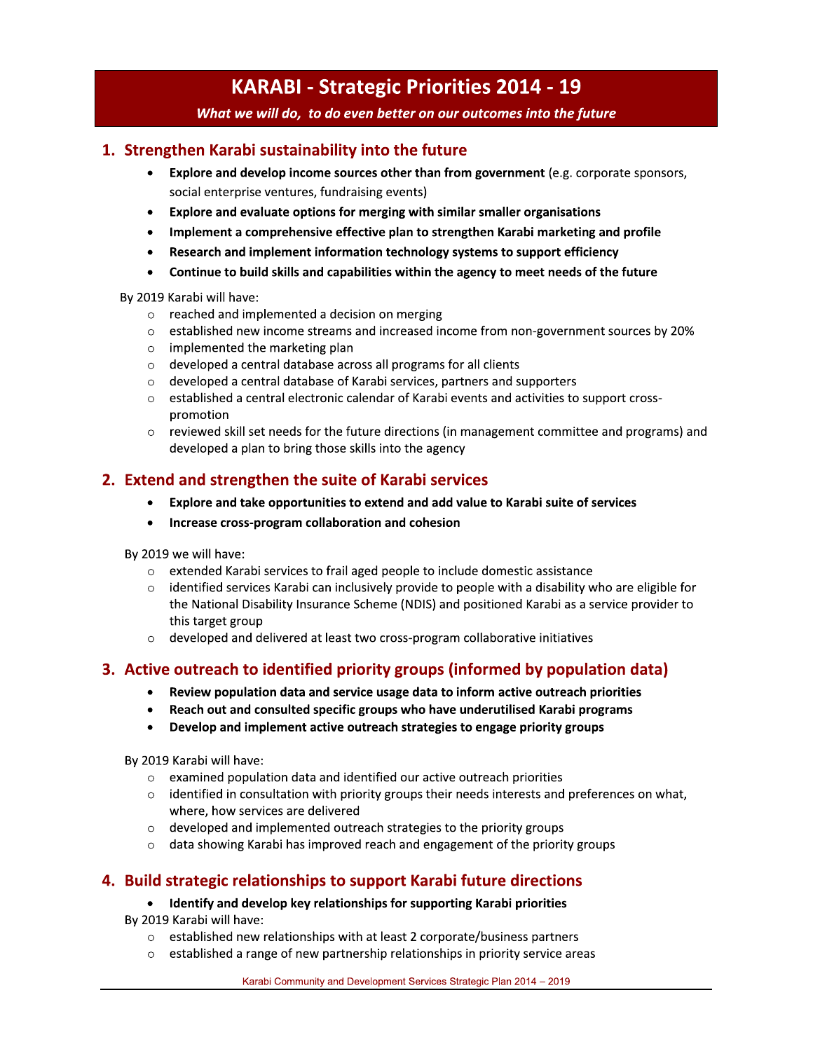# KARABI - Strategic Priorities 2014 - 19

***What we will do, to do even better on our outcomes into the future***

## 1. Strengthen Karabi sustainability into the future

- **Explore and develop income sources other than from government** (e.g. corporate sponsors, social enterprise ventures, fundraising events)
- **Explore and evaluate options for merging with similar smaller organisations**
- **Implement a comprehensive effective plan to strengthen Karabi marketing and profile**
- **Research and implement information technology systems to support efficiency**
- **Continue to build skills and capabilities within the agency to meet needs of the future**

By 2019 Karabi will have:

- reached and implemented a decision on merging
- established new income streams and increased income from non-government sources by 20%
- implemented the marketing plan
- developed a central database across all programs for all clients
- developed a central database of Karabi services, partners and supporters
- established a central electronic calendar of Karabi events and activities to support cross-promotion
- reviewed skill set needs for the future directions (in management committee and programs) and developed a plan to bring those skills into the agency

## 2. Extend and strengthen the suite of Karabi services

- **Explore and take opportunities to extend and add value to Karabi suite of services**
- **Increase cross-program collaboration and cohesion**

By 2019 we will have:

- extended Karabi services to frail aged people to include domestic assistance
- identified services Karabi can inclusively provide to people with a disability who are eligible for the National Disability Insurance Scheme (NDIS) and positioned Karabi as a service provider to this target group
- developed and delivered at least two cross-program collaborative initiatives

## 3. Active outreach to identified priority groups (informed by population data)

- **Review population data and service usage data to inform active outreach priorities**
- **Reach out and consulted specific groups who have underutilised Karabi programs**
- **Develop and implement active outreach strategies to engage priority groups**

By 2019 Karabi will have:

- examined population data and identified our active outreach priorities
- identified in consultation with priority groups their needs interests and preferences on what, where, how services are delivered
- developed and implemented outreach strategies to the priority groups
- data showing Karabi has improved reach and engagement of the priority groups

## 4. Build strategic relationships to support Karabi future directions

- **Identify and develop key relationships for supporting Karabi priorities**

By 2019 Karabi will have:

- established new relationships with at least 2 corporate/business partners
- established a range of new partnership relationships in priority service areas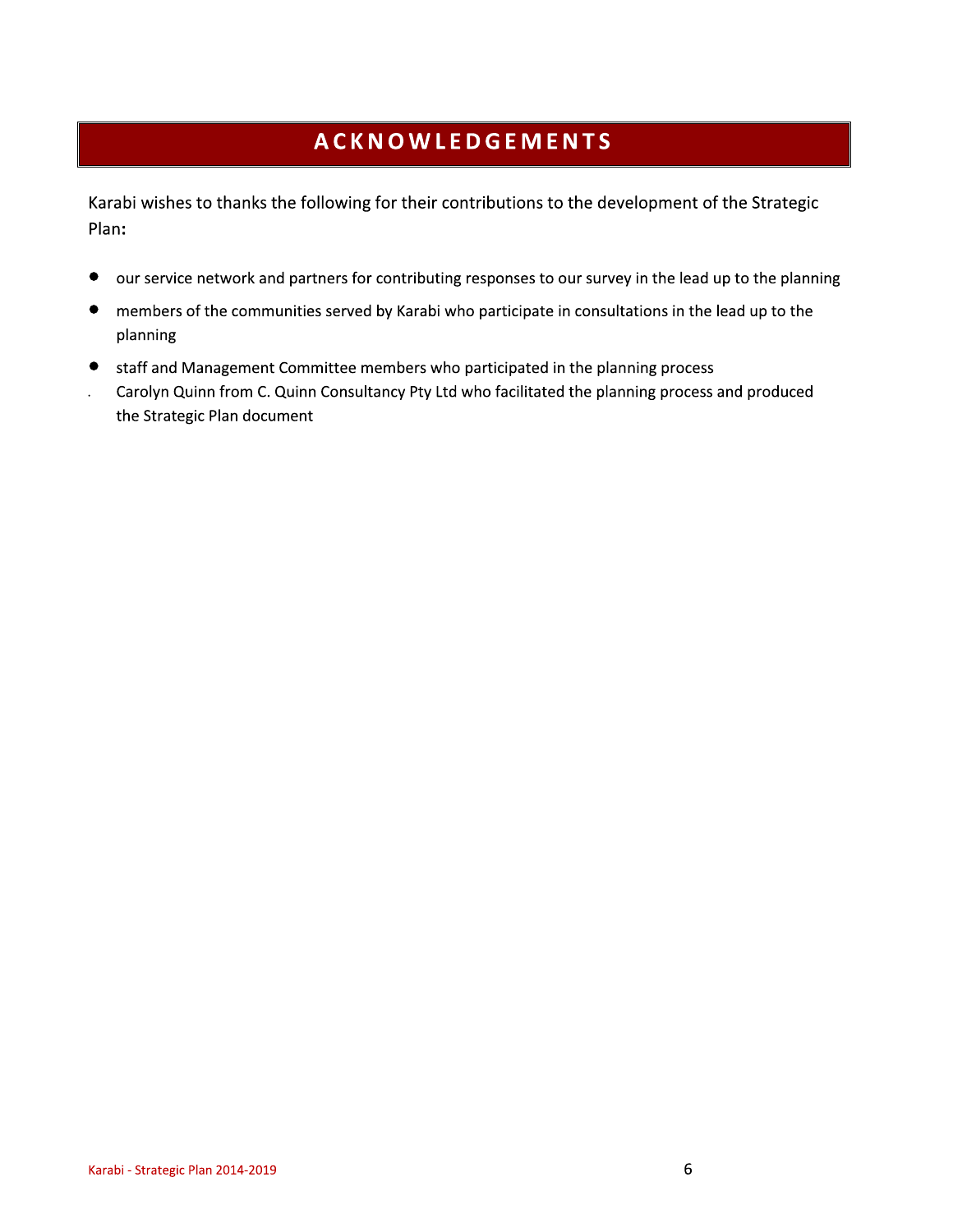# ACKNOWLEDGEMENTS

Karabi wishes to thanks the following for their contributions to the development of the Strategic Plan**:**

- our service network and partners for contributing responses to our survey in the lead up to the planning
- members of the communities served by Karabi who participate in consultations in the lead up to the planning
- staff and Management Committee members who participated in the planning process
- Carolyn Quinn from C. Quinn Consultancy Pty Ltd who facilitated the planning process and produced the Strategic Plan document